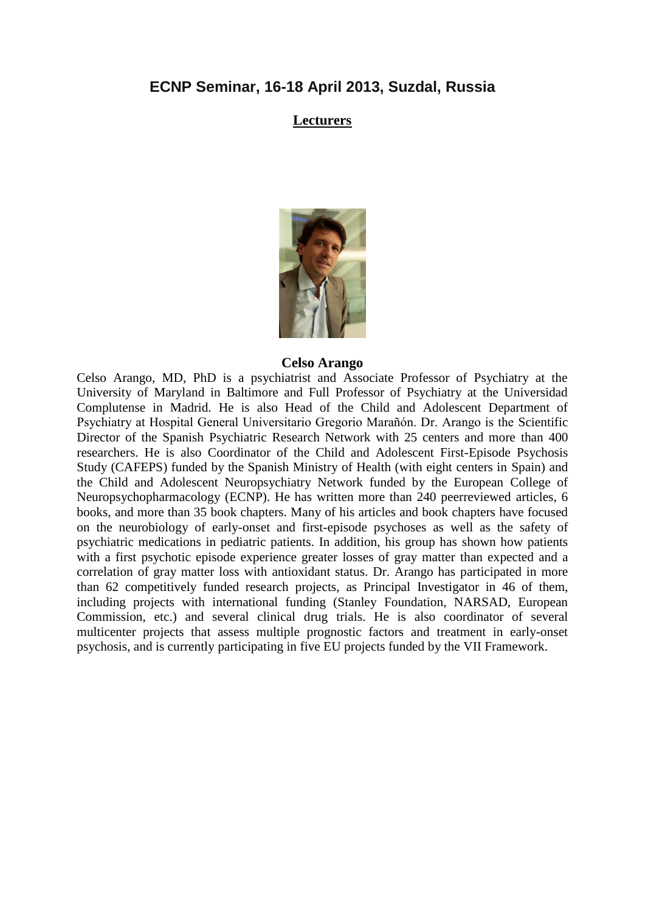# ECNP Seminar, 16-18 April 2013, Suzdal, Russia

## Lecturers

### Celso Arango

Celso Arango, MD, PhD is a psychiatrist and Associate Professor of Psychiatry at the University of Maryland in Baltimore and Full Professor of Psychiatry at the Universidad Complutense in Madrid. He is also Head of the Child and Adolescent Department of Psychiatry at Hospital General Universitario Gregorio Marañón. Dr. Arango is the Scientific Director of the Spanish Psychiatric Research Network with 25 centers and more than 400 researchers. He is also Coordinator of the Child and Adolescent First-Episode Psychosis Study (CAFEPS) funded by the Spanish Ministry of Health (with eight centers in Spain) and the Child and Adolescent Neuropsychiatry Network funded by the European College of Neuropsychopharmacology (ECNP). He has written more than 240 peerreviewed articles, 6 books, and more than 35 book chapters. Many of his articles and book chapters have focused on the neurobiology of early-onset and first-episode psychoses as well as the safety of psychiatric medications in pediatric patients. In addition, his group has shown how patients with a first psychotic episode experience greater losses of gray matter than expected and a correlation of gray matter loss with antioxidant status. Dr. Arango has participated in more than 62 competitively funded research projects, as Principal Investigator in 46 of them, including projects with international funding (Stanley Foundation, NARSAD, European Commission, etc.) and several clinical drug trials. He is also coordinator of several multicenter projects that assess multiple prognostic factors and treatment in early-onset psychosis, and is currently participating in five EU projects funded by the VII Framework.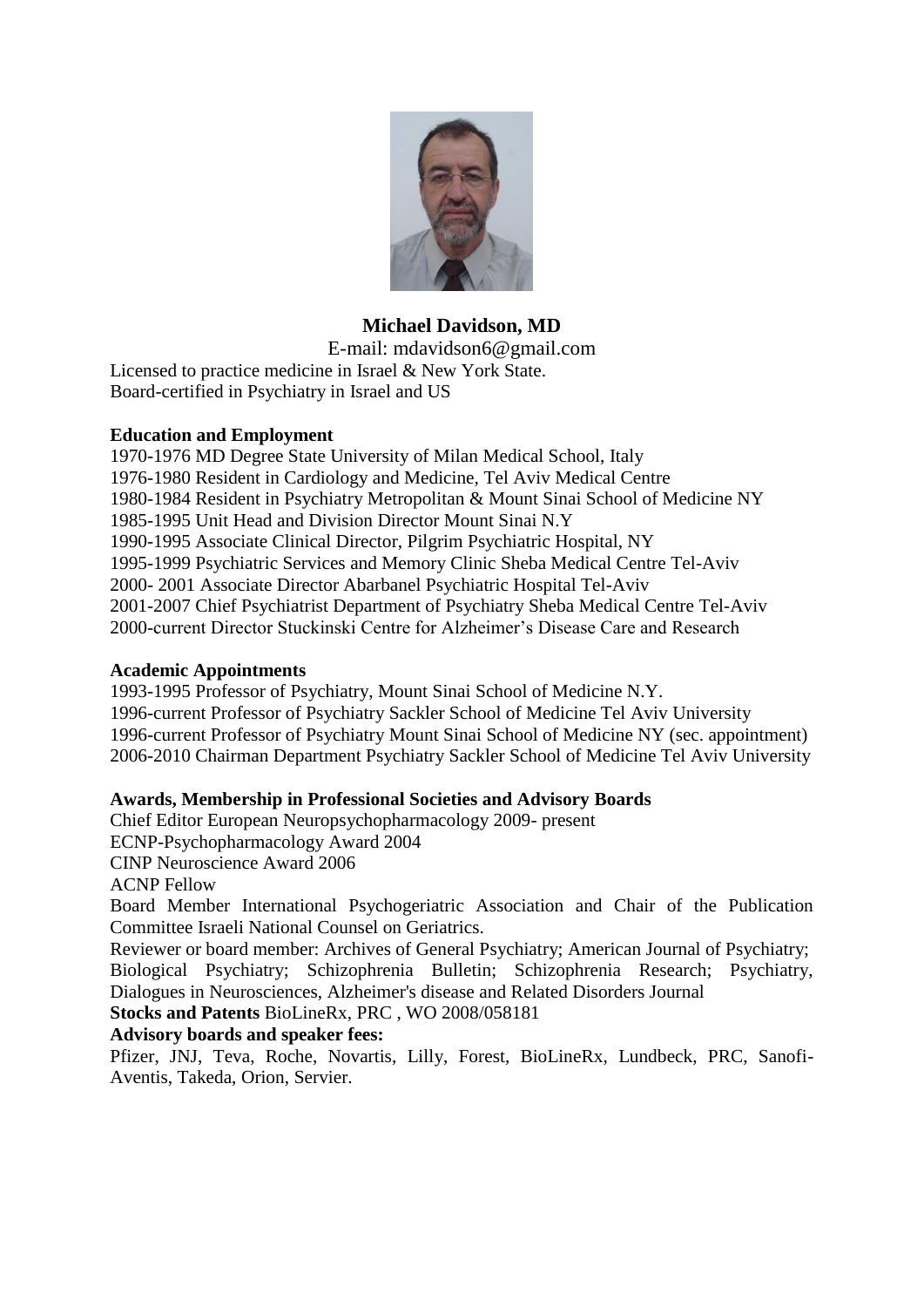**Michael Davidson, MD**

E-mail: mdavidson6@gmail.com

Licensed to practice medicine in Israel & New York State.
Board-certified in Psychiatry in Israel and US

**Education and Employment**

1970-1976 MD Degree State University of Milan Medical School, Italy
1976-1980 Resident in Cardiology and Medicine, Tel Aviv Medical Centre
1980-1984 Resident in Psychiatry Metropolitan & Mount Sinai School of Medicine NY
1985-1995 Unit Head and Division Director Mount Sinai N.Y
1990-1995 Associate Clinical Director, Pilgrim Psychiatric Hospital, NY
1995-1999 Psychiatric Services and Memory Clinic Sheba Medical Centre Tel-Aviv
2000- 2001 Associate Director Abarbanel Psychiatric Hospital Tel-Aviv
2001-2007 Chief Psychiatrist Department of Psychiatry Sheba Medical Centre Tel-Aviv
2000-current Director Stuckinski Centre for Alzheimer's Disease Care and Research

**Academic Appointments**

1993-1995 Professor of Psychiatry, Mount Sinai School of Medicine N.Y.
1996-current Professor of Psychiatry Sackler School of Medicine Tel Aviv University
1996-current Professor of Psychiatry Mount Sinai School of Medicine NY (sec. appointment)
2006-2010 Chairman Department Psychiatry Sackler School of Medicine Tel Aviv University

**Awards, Membership in Professional Societies and Advisory Boards**

Chief Editor European Neuropsychopharmacology 2009- present
ECNP-Psychopharmacology Award 2004
CINP Neuroscience Award 2006
ACNP Fellow
Board Member International Psychogeriatric Association and Chair of the Publication Committee Israeli National Counsel on Geriatrics.
Reviewer or board member: Archives of General Psychiatry; American Journal of Psychiatry; Biological Psychiatry; Schizophrenia Bulletin; Schizophrenia Research; Psychiatry, Dialogues in Neurosciences, Alzheimer's disease and Related Disorders Journal

**Stocks and Patents** BioLineRx, PRC , WO 2008/058181

**Advisory boards and speaker fees:**

Pfizer, JNJ, Teva, Roche, Novartis, Lilly, Forest, BioLineRx, Lundbeck, PRC, Sanofi-Aventis, Takeda, Orion, Servier.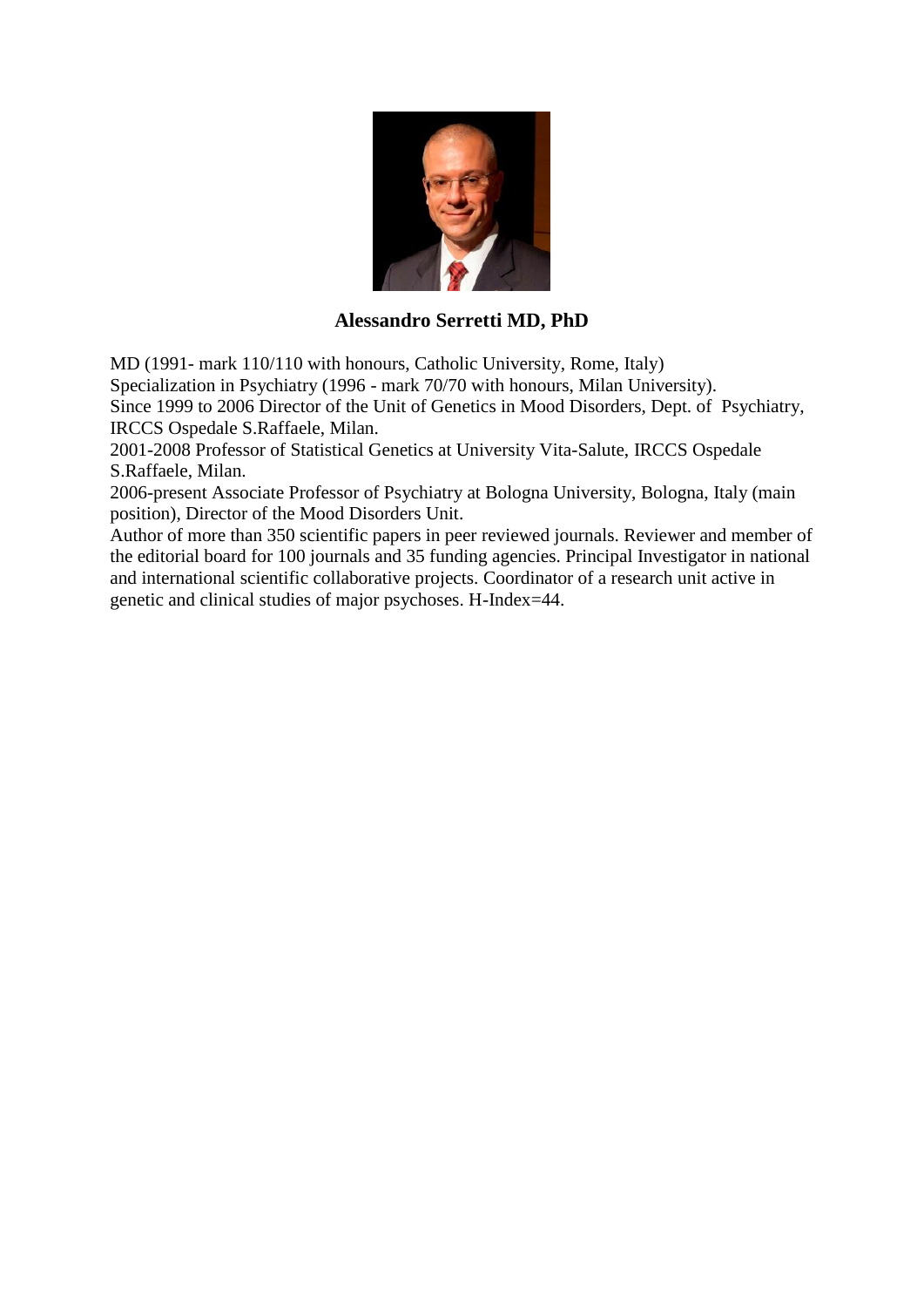**Alessandro Serretti MD, PhD**

MD (1991- mark 110/110 with honours, Catholic University, Rome, Italy)
Specialization in Psychiatry (1996 - mark 70/70 with honours, Milan University).
Since 1999 to 2006 Director of the Unit of Genetics in Mood Disorders, Dept. of Psychiatry, IRCCS Ospedale S.Raffaele, Milan.
2001-2008 Professor of Statistical Genetics at University Vita-Salute, IRCCS Ospedale S.Raffaele, Milan.
2006-present Associate Professor of Psychiatry at Bologna University, Bologna, Italy (main position), Director of the Mood Disorders Unit.
Author of more than 350 scientific papers in peer reviewed journals. Reviewer and member of the editorial board for 100 journals and 35 funding agencies. Principal Investigator in national and international scientific collaborative projects. Coordinator of a research unit active in genetic and clinical studies of major psychoses. H-Index=44.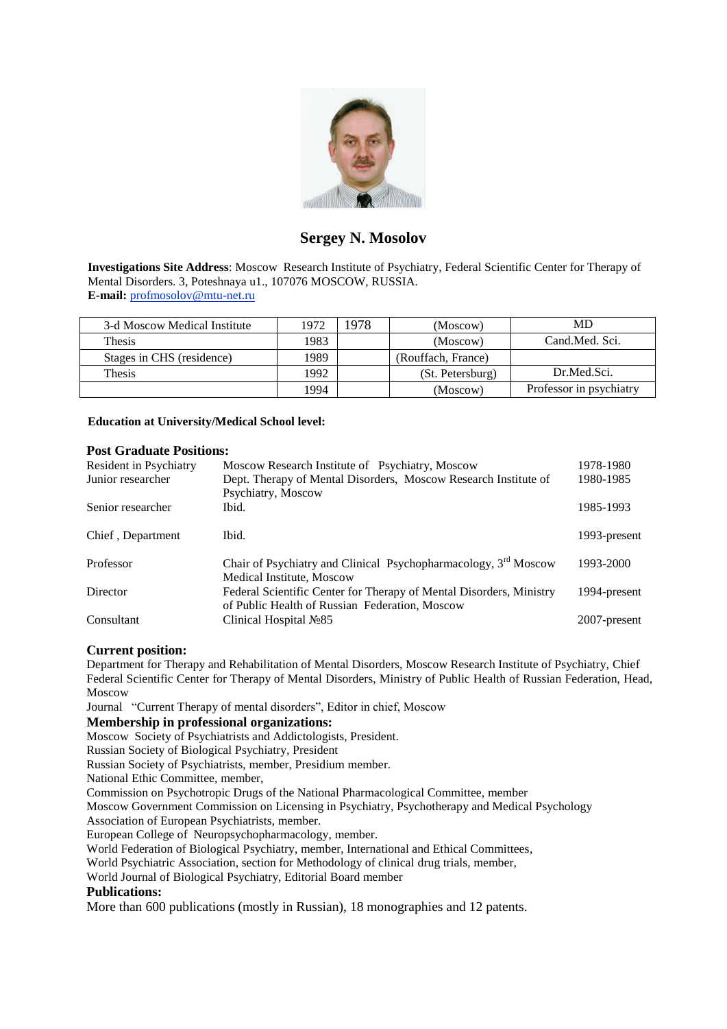## Sergey N. Mosolov

**Investigations Site Address**: Moscow Research Institute of Psychiatry, Federal Scientific Center for Therapy of Mental Disorders. 3, Poteshnaya u1., 107076 MOSCOW, RUSSIA.
**E-mail:** profmosolov@mtu-net.ru

| | | | | |
|---|---|---|---|---|
| 3-d Moscow Medical Institute | 1972 | 1978 | (Moscow) | MD |
| Thesis | 1983 | | (Moscow) | Cand.Med. Sci. |
| Stages in CHS (residence) | 1989 | | (Rouffach, France) | |
| Thesis | 1992 | | (St. Petersburg) | Dr.Med.Sci. |
| | 1994 | | (Moscow) | Professor in psychiatry |

**Education at University/Medical School level:**

### Post Graduate Positions:

| | | |
|---|---|---|
| Resident in Psychiatry | Moscow Research Institute of Psychiatry, Moscow | 1978-1980 |
| Junior researcher | Dept. Therapy of Mental Disorders, Moscow Research Institute of Psychiatry, Moscow | 1980-1985 |
| Senior researcher | Ibid. | 1985-1993 |
| Chief , Department | Ibid. | 1993-present |
| Professor | Chair of Psychiatry and Clinical Psychopharmacology, 3rd Moscow Medical Institute, Moscow | 1993-2000 |
| Director | Federal Scientific Center for Therapy of Mental Disorders, Ministry of Public Health of Russian Federation, Moscow | 1994-present |
| Consultant | Clinical Hospital №85 | 2007-present |

### Current position:

Department for Therapy and Rehabilitation of Mental Disorders, Moscow Research Institute of Psychiatry, Chief
Federal Scientific Center for Therapy of Mental Disorders, Ministry of Public Health of Russian Federation, Head, Moscow
Journal "Current Therapy of mental disorders", Editor in chief, Moscow

### Membership in professional organizations:

Moscow Society of Psychiatrists and Addictologists, President.
Russian Society of Biological Psychiatry, President
Russian Society of Psychiatrists, member, Presidium member.
National Ethic Committee, member,
Commission on Psychotropic Drugs of the National Pharmacological Committee, member
Moscow Government Commission on Licensing in Psychiatry, Psychotherapy and Medical Psychology
Association of European Psychiatrists, member.
European College of Neuropsychopharmacology, member.
World Federation of Biological Psychiatry, member, International and Ethical Committees,
World Psychiatric Association, section for Methodology of clinical drug trials, member,
World Journal of Biological Psychiatry, Editorial Board member

### Publications:

More than 600 publications (mostly in Russian), 18 monographies and 12 patents.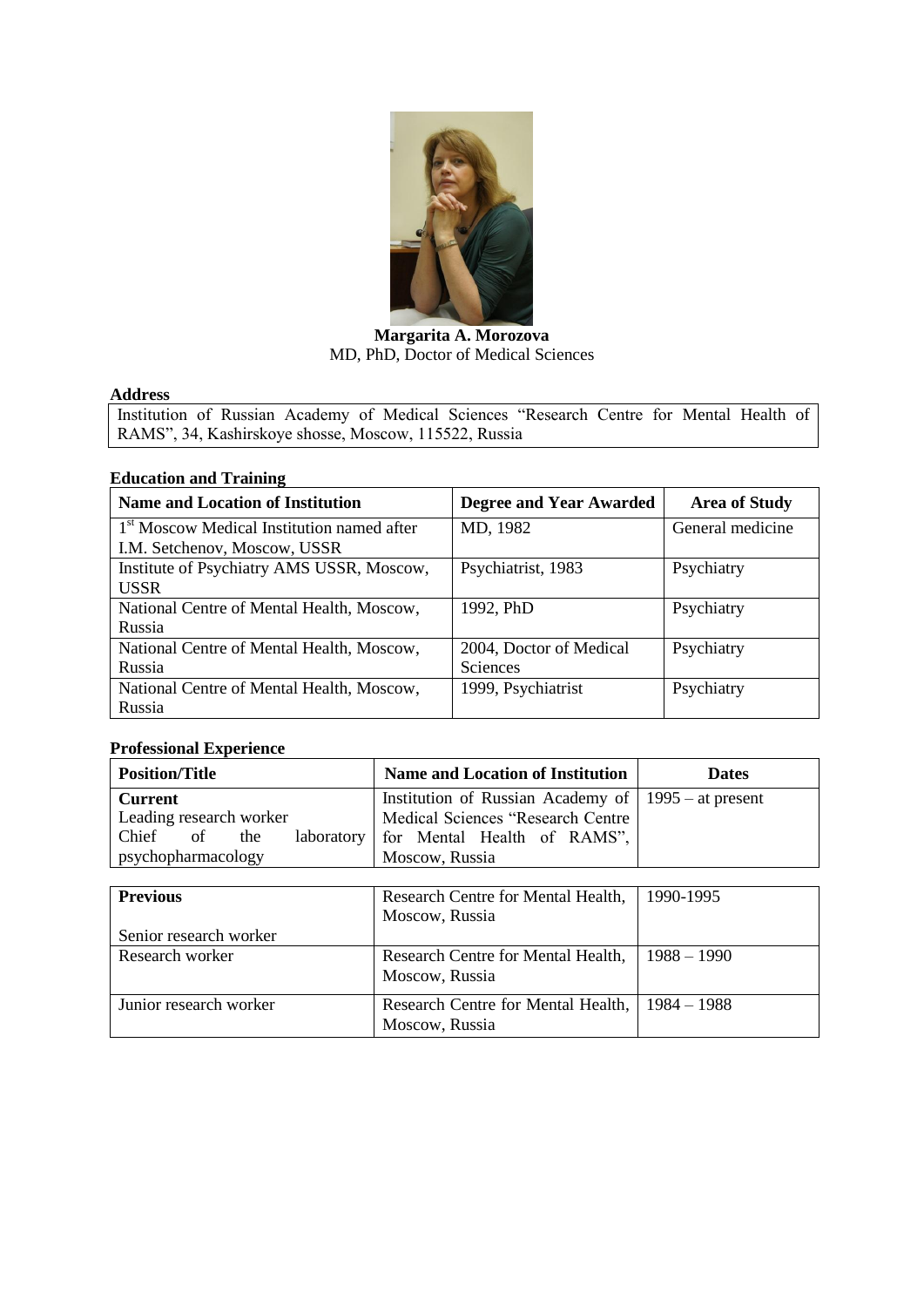**Margarita A. Morozova**
MD, PhD, Doctor of Medical Sciences

**Address**

Institution of Russian Academy of Medical Sciences "Research Centre for Mental Health of RAMS", 34, Kashirskoye shosse, Moscow, 115522, Russia

**Education and Training**

| Name and Location of Institution | Degree and Year Awarded | Area of Study |
|---|---|---|
| 1st Moscow Medical Institution named after I.M. Setchenov, Moscow, USSR | MD, 1982 | General medicine |
| Institute of Psychiatry AMS USSR, Moscow, USSR | Psychiatrist, 1983 | Psychiatry |
| National Centre of Mental Health, Moscow, Russia | 1992, PhD | Psychiatry |
| National Centre of Mental Health, Moscow, Russia | 2004, Doctor of Medical Sciences | Psychiatry |
| National Centre of Mental Health, Moscow, Russia | 1999, Psychiatrist | Psychiatry |

**Professional Experience**

| Position/Title | Name and Location of Institution | Dates |
|---|---|---|
| **Current**<br>Leading research worker<br>Chief of the laboratory psychopharmacology | Institution of Russian Academy of Medical Sciences "Research Centre for Mental Health of RAMS", Moscow, Russia | 1995 – at present |

| | | |
|---|---|---|
| **Previous**<br><br>Senior research worker | Research Centre for Mental Health, Moscow, Russia | 1990-1995 |
| Research worker | Research Centre for Mental Health, Moscow, Russia | 1988 – 1990 |
| Junior research worker | Research Centre for Mental Health, Moscow, Russia | 1984 – 1988 |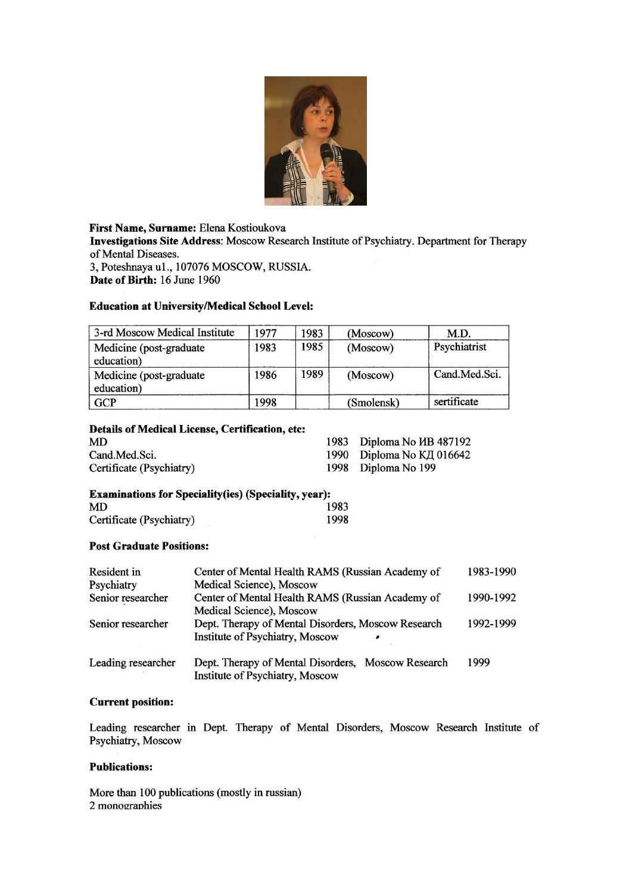**First Name, Surname:** Elena Kostioukova
**Investigations Site Address**: Moscow Research Institute of Psychiatry. Department for Therapy of Mental Diseases.
3, Poteshnaya ul., 107076 MOSCOW, RUSSIA.
**Date of Birth:** 16 June 1960

**Education at University/Medical School Level:**

| | | | | |
|---|---|---|---|---|
| 3-rd Moscow Medical Institute | 1977 | 1983 | (Moscow) | M.D. |
| Medicine (post-graduate education) | 1983 | 1985 | (Moscow) | Psychiatrist |
| Medicine (post-graduate education) | 1986 | 1989 | (Moscow) | Cand.Med.Sci. |
| GCP | 1998 | | (Smolensk) | sertificate |

**Details of Medical License, Certification, etc:**

| | | |
|---|---|---|
| MD | 1983 | Diploma No ИВ 487192 |
| Cand.Med.Sci. | 1990 | Diploma No КД 016642 |
| Certificate (Psychiatry) | 1998 | Diploma No 199 |

**Examinations for Speciality(ies) (Speciality, year):**

| | |
|---|---|
| MD | 1983 |
| Certificate (Psychiatry) | 1998 |

**Post Graduate Positions:**

| | | |
|---|---|---|
| Resident in Psychiatry | Center of Mental Health RAMS (Russian Academy of Medical Science), Moscow | 1983-1990 |
| Senior researcher | Center of Mental Health RAMS (Russian Academy of Medical Science), Moscow | 1990-1992 |
| Senior researcher | Dept. Therapy of Mental Disorders, Moscow Research Institute of Psychiatry, Moscow | 1992-1999 |
| Leading researcher | Dept. Therapy of Mental Disorders, Moscow Research Institute of Psychiatry, Moscow | 1999 |

**Current position:**

Leading researcher in Dept. Therapy of Mental Disorders, Moscow Research Institute of Psychiatry, Moscow

**Publications:**

More than 100 publications (mostly in russian)
2 monographies